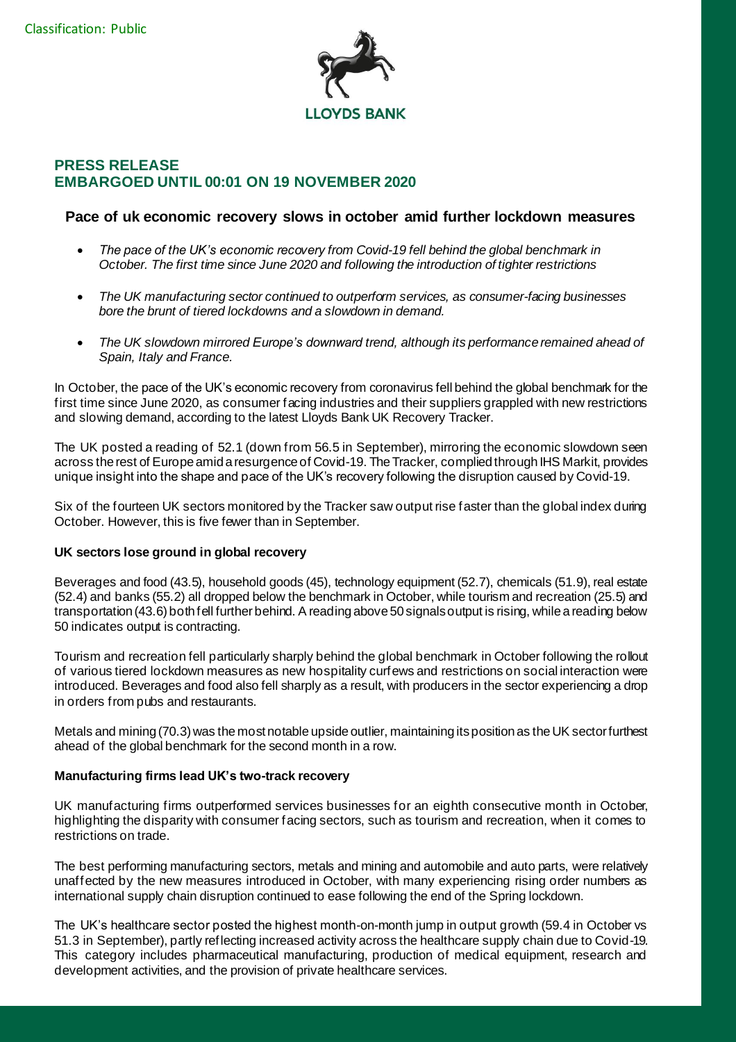Classification: Public

LLOYDS BANK

## PRESS RELEASE
## EMBARGOED UNTIL 00:01 ON 19 NOVEMBER 2020

# Pace of uk economic recovery slows in october amid further lockdown measures

- *The pace of the UK's economic recovery from Covid-19 fell behind the global benchmark in October. The first time since June 2020 and following the introduction of tighter restrictions*
- *The UK manufacturing sector continued to outperform services, as consumer-facing businesses bore the brunt of tiered lockdowns and a slowdown in demand.*
- *The UK slowdown mirrored Europe's downward trend, although its performance remained ahead of Spain, Italy and France.*

In October, the pace of the UK's economic recovery from coronavirus fell behind the global benchmark for the first time since June 2020, as consumer facing industries and their suppliers grappled with new restrictions and slowing demand, according to the latest Lloyds Bank UK Recovery Tracker.

The UK posted a reading of 52.1 (down from 56.5 in September), mirroring the economic slowdown seen across the rest of Europe amid a resurgence of Covid-19. The Tracker, complied through IHS Markit, provides unique insight into the shape and pace of the UK's recovery following the disruption caused by Covid-19.

Six of the fourteen UK sectors monitored by the Tracker saw output rise faster than the global index during October. However, this is five fewer than in September.

**UK sectors lose ground in global recovery**

Beverages and food (43.5), household goods (45), technology equipment (52.7), chemicals (51.9), real estate (52.4) and banks (55.2) all dropped below the benchmark in October, while tourism and recreation (25.5) and transportation (43.6) both fell further behind. A reading above 50 signals output is rising, while a reading below 50 indicates output is contracting.

Tourism and recreation fell particularly sharply behind the global benchmark in October following the rollout of various tiered lockdown measures as new hospitality curfews and restrictions on social interaction were introduced. Beverages and food also fell sharply as a result, with producers in the sector experiencing a drop in orders from pubs and restaurants.

Metals and mining (70.3) was the most notable upside outlier, maintaining its position as the UK sector furthest ahead of the global benchmark for the second month in a row.

**Manufacturing firms lead UK's two-track recovery**

UK manufacturing firms outperformed services businesses for an eighth consecutive month in October, highlighting the disparity with consumer facing sectors, such as tourism and recreation, when it comes to restrictions on trade.

The best performing manufacturing sectors, metals and mining and automobile and auto parts, were relatively unaffected by the new measures introduced in October, with many experiencing rising order numbers as international supply chain disruption continued to ease following the end of the Spring lockdown.

The UK's healthcare sector posted the highest month-on-month jump in output growth (59.4 in October vs 51.3 in September), partly reflecting increased activity across the healthcare supply chain due to Covid-19. This category includes pharmaceutical manufacturing, production of medical equipment, research and development activities, and the provision of private healthcare services.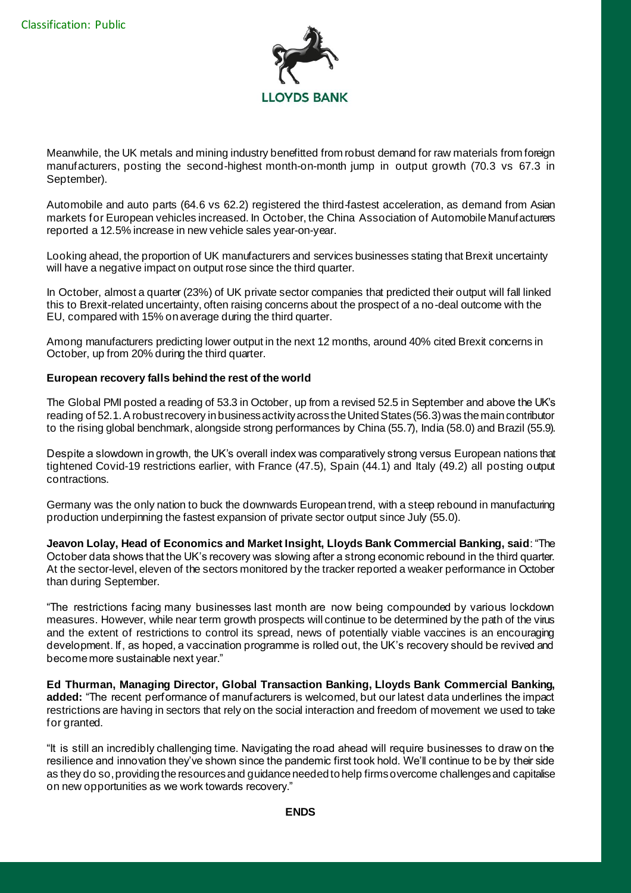Meanwhile, the UK metals and mining industry benefitted from robust demand for raw materials from foreign manufacturers, posting the second-highest month-on-month jump in output growth (70.3 vs 67.3 in September).

Automobile and auto parts (64.6 vs 62.2) registered the third-fastest acceleration, as demand from Asian markets for European vehicles increased. In October, the China Association of Automobile Manufacturers reported a 12.5% increase in new vehicle sales year-on-year.

Looking ahead, the proportion of UK manufacturers and services businesses stating that Brexit uncertainty will have a negative impact on output rose since the third quarter.

In October, almost a quarter (23%) of UK private sector companies that predicted their output will fall linked this to Brexit-related uncertainty, often raising concerns about the prospect of a no-deal outcome with the EU, compared with 15% on average during the third quarter.

Among manufacturers predicting lower output in the next 12 months, around 40% cited Brexit concerns in October, up from 20% during the third quarter.

**European recovery falls behind the rest of the world**

The Global PMI posted a reading of 53.3 in October, up from a revised 52.5 in September and above the UK's reading of 52.1. A robust recovery in business activity across the United States (56.3) was the main contributor to the rising global benchmark, alongside strong performances by China (55.7), India (58.0) and Brazil (55.9).

Despite a slowdown in growth, the UK's overall index was comparatively strong versus European nations that tightened Covid-19 restrictions earlier, with France (47.5), Spain (44.1) and Italy (49.2) all posting output contractions.

Germany was the only nation to buck the downwards European trend, with a steep rebound in manufacturing production underpinning the fastest expansion of private sector output since July (55.0).

**Jeavon Lolay, Head of Economics and Market Insight, Lloyds Bank Commercial Banking, said**: "The October data shows that the UK's recovery was slowing after a strong economic rebound in the third quarter. At the sector-level, eleven of the sectors monitored by the tracker reported a weaker performance in October than during September.

"The restrictions facing many businesses last month are now being compounded by various lockdown measures. However, while near term growth prospects will continue to be determined by the path of the virus and the extent of restrictions to control its spread, news of potentially viable vaccines is an encouraging development. If, as hoped, a vaccination programme is rolled out, the UK's recovery should be revived and become more sustainable next year."

**Ed Thurman, Managing Director, Global Transaction Banking, Lloyds Bank Commercial Banking, added:** "The recent performance of manufacturers is welcomed, but our latest data underlines the impact restrictions are having in sectors that rely on the social interaction and freedom of movement we used to take for granted.

"It is still an incredibly challenging time. Navigating the road ahead will require businesses to draw on the resilience and innovation they've shown since the pandemic first took hold. We'll continue to be by their side as they do so, providing the resources and guidance needed to help firms overcome challenges and capitalise on new opportunities as we work towards recovery."

**ENDS**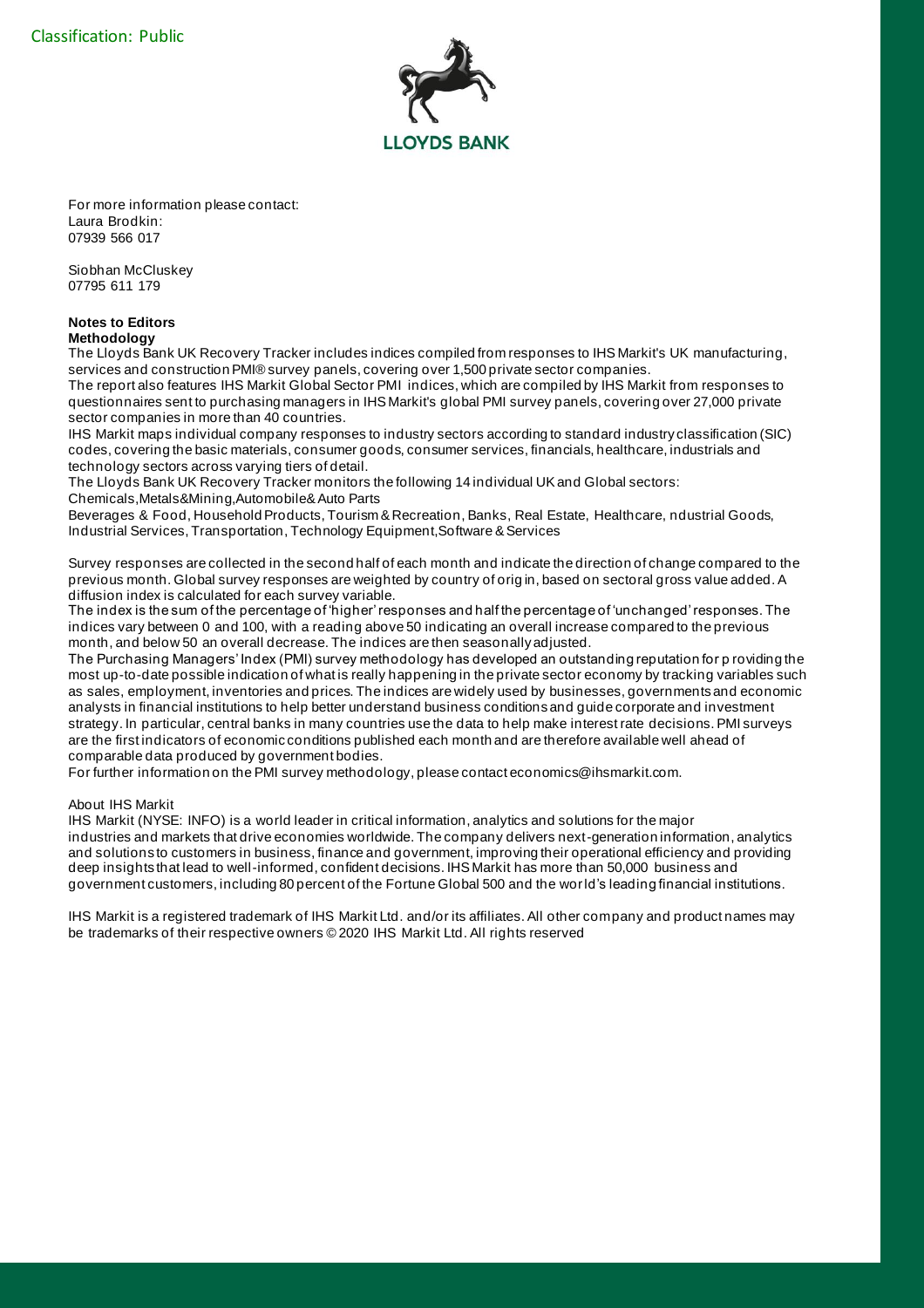Classification: Public

LLOYDS BANK

For more information please contact:
Laura Brodkin:
07939 566 017

Siobhan McCluskey
07795 611 179

**Notes to Editors**
**Methodology**

The Lloyds Bank UK Recovery Tracker includes indices compiled from responses to IHS Markit's UK manufacturing, services and construction PMI® survey panels, covering over 1,500 private sector companies.
The report also features IHS Markit Global Sector PMI indices, which are compiled by IHS Markit from responses to questionnaires sent to purchasing managers in IHS Markit's global PMI survey panels, covering over 27,000 private sector companies in more than 40 countries.
IHS Markit maps individual company responses to industry sectors according to standard industry classification (SIC) codes, covering the basic materials, consumer goods, consumer services, financials, healthcare, industrials and technology sectors across varying tiers of detail.
The Lloyds Bank UK Recovery Tracker monitors the following 14 individual UK and Global sectors:
Chemicals,Metals&Mining,Automobile& Auto Parts
Beverages & Food, Household Products, Tourism & Recreation, Banks, Real Estate, Healthcare, ndustrial Goods, Industrial Services, Transportation, Technology Equipment,Software & Services

Survey responses are collected in the second half of each month and indicate the direction of change compared to the previous month. Global survey responses are weighted by country of origin, based on sectoral gross value added. A diffusion index is calculated for each survey variable.
The index is the sum of the percentage of 'higher' responses and half the percentage of 'unchanged' responses. The indices vary between 0 and 100, with a reading above 50 indicating an overall increase compared to the previous month, and below 50 an overall decrease. The indices are then seasonally adjusted.
The Purchasing Managers' Index (PMI) survey methodology has developed an outstanding reputation for providing the most up-to-date possible indication of what is really happening in the private sector economy by tracking variables such as sales, employment, inventories and prices. The indices are widely used by businesses, governments and economic analysts in financial institutions to help better understand business conditions and guide corporate and investment strategy. In particular, central banks in many countries use the data to help make interest rate decisions. PMI surveys are the first indicators of economic conditions published each month and are therefore available well ahead of comparable data produced by government bodies.
For further information on the PMI survey methodology, please contact economics@ihsmarkit.com.

About IHS Markit

IHS Markit (NYSE: INFO) is a world leader in critical information, analytics and solutions for the major industries and markets that drive economies worldwide. The company delivers next-generation information, analytics and solutions to customers in business, finance and government, improving their operational efficiency and providing deep insights that lead to well-informed, confident decisions. IHS Markit has more than 50,000 business and government customers, including 80 percent of the Fortune Global 500 and the world's leading financial institutions.

IHS Markit is a registered trademark of IHS Markit Ltd. and/or its affiliates. All other company and product names may be trademarks of their respective owners © 2020 IHS Markit Ltd. All rights reserved